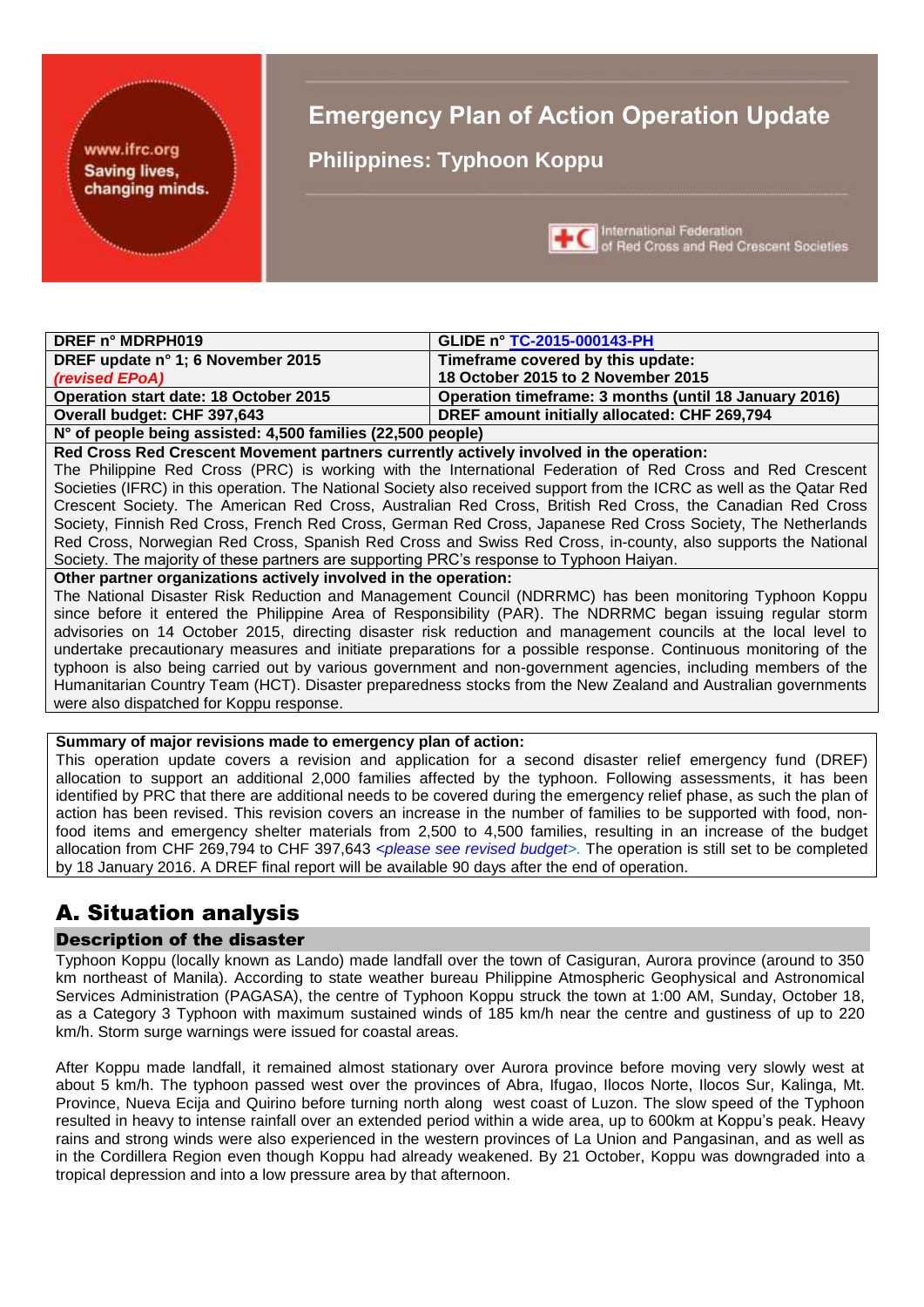www.ifrc.org
Saving lives, changing minds.

# Emergency Plan of Action Operation Update

## Philippines: Typhoon Koppu

International Federation of Red Cross and Red Crescent Societies

| DREF n° MDRPH019 | GLIDE n° TC-2015-000143-PH |
|---|---|
| DREF update n° 1; 6 November 2015 *(revised EPoA)* | Timeframe covered by this update: 18 October 2015 to 2 November 2015 |
| Operation start date: 18 October 2015 | Operation timeframe: 3 months (until 18 January 2016) |
| Overall budget: CHF 397,643 | DREF amount initially allocated: CHF 269,794 |
| N° of people being assisted: 4,500 families (22,500 people) | |

**Red Cross Red Crescent Movement partners currently actively involved in the operation:**
The Philippine Red Cross (PRC) is working with the International Federation of Red Cross and Red Crescent Societies (IFRC) in this operation. The National Society also received support from the ICRC as well as the Qatar Red Crescent Society. The American Red Cross, Australian Red Cross, British Red Cross, the Canadian Red Cross Society, Finnish Red Cross, French Red Cross, German Red Cross, Japanese Red Cross Society, The Netherlands Red Cross, Norwegian Red Cross, Spanish Red Cross and Swiss Red Cross, in-county, also supports the National Society. The majority of these partners are supporting PRC's response to Typhoon Haiyan.

**Other partner organizations actively involved in the operation:**
The National Disaster Risk Reduction and Management Council (NDRRMC) has been monitoring Typhoon Koppu since before it entered the Philippine Area of Responsibility (PAR). The NDRRMC began issuing regular storm advisories on 14 October 2015, directing disaster risk reduction and management councils at the local level to undertake precautionary measures and initiate preparations for a possible response. Continuous monitoring of the typhoon is also being carried out by various government and non-government agencies, including members of the Humanitarian Country Team (HCT). Disaster preparedness stocks from the New Zealand and Australian governments were also dispatched for Koppu response.

**Summary of major revisions made to emergency plan of action:**
This operation update covers a revision and application for a second disaster relief emergency fund (DREF) allocation to support an additional 2,000 families affected by the typhoon. Following assessments, it has been identified by PRC that there are additional needs to be covered during the emergency relief phase, as such the plan of action has been revised. This revision covers an increase in the number of families to be supported with food, non-food items and emergency shelter materials from 2,500 to 4,500 families, resulting in an increase of the budget allocation from CHF 269,794 to CHF 397,643 *<please see revised budget>*. The operation is still set to be completed by 18 January 2016. A DREF final report will be available 90 days after the end of operation.

# A. Situation analysis

## Description of the disaster

Typhoon Koppu (locally known as Lando) made landfall over the town of Casiguran, Aurora province (around to 350 km northeast of Manila). According to state weather bureau Philippine Atmospheric Geophysical and Astronomical Services Administration (PAGASA), the centre of Typhoon Koppu struck the town at 1:00 AM, Sunday, October 18, as a Category 3 Typhoon with maximum sustained winds of 185 km/h near the centre and gustiness of up to 220 km/h. Storm surge warnings were issued for coastal areas.

After Koppu made landfall, it remained almost stationary over Aurora province before moving very slowly west at about 5 km/h. The typhoon passed west over the provinces of Abra, Ifugao, Ilocos Norte, Ilocos Sur, Kalinga, Mt. Province, Nueva Ecija and Quirino before turning north along west coast of Luzon. The slow speed of the Typhoon resulted in heavy to intense rainfall over an extended period within a wide area, up to 600km at Koppu's peak. Heavy rains and strong winds were also experienced in the western provinces of La Union and Pangasinan, and as well as in the Cordillera Region even though Koppu had already weakened. By 21 October, Koppu was downgraded into a tropical depression and into a low pressure area by that afternoon.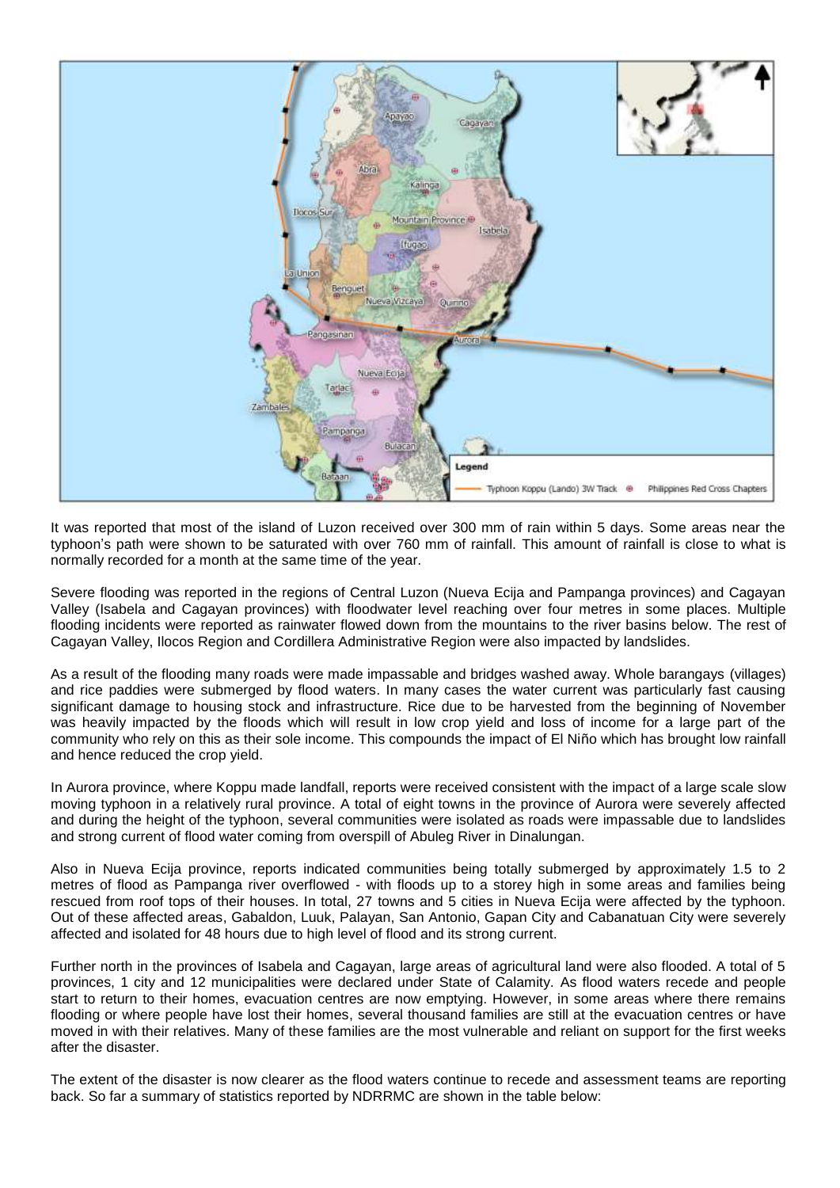It was reported that most of the island of Luzon received over 300 mm of rain within 5 days. Some areas near the typhoon's path were shown to be saturated with over 760 mm of rainfall. This amount of rainfall is close to what is normally recorded for a month at the same time of the year.

Severe flooding was reported in the regions of Central Luzon (Nueva Ecija and Pampanga provinces) and Cagayan Valley (Isabela and Cagayan provinces) with floodwater level reaching over four metres in some places. Multiple flooding incidents were reported as rainwater flowed down from the mountains to the river basins below. The rest of Cagayan Valley, Ilocos Region and Cordillera Administrative Region were also impacted by landslides.

As a result of the flooding many roads were made impassable and bridges washed away. Whole barangays (villages) and rice paddies were submerged by flood waters. In many cases the water current was particularly fast causing significant damage to housing stock and infrastructure. Rice due to be harvested from the beginning of November was heavily impacted by the floods which will result in low crop yield and loss of income for a large part of the community who rely on this as their sole income. This compounds the impact of El Niño which has brought low rainfall and hence reduced the crop yield.

In Aurora province, where Koppu made landfall, reports were received consistent with the impact of a large scale slow moving typhoon in a relatively rural province. A total of eight towns in the province of Aurora were severely affected and during the height of the typhoon, several communities were isolated as roads were impassable due to landslides and strong current of flood water coming from overspill of Abuleg River in Dinalungan.

Also in Nueva Ecija province, reports indicated communities being totally submerged by approximately 1.5 to 2 metres of flood as Pampanga river overflowed - with floods up to a storey high in some areas and families being rescued from roof tops of their houses. In total, 27 towns and 5 cities in Nueva Ecija were affected by the typhoon. Out of these affected areas, Gabaldon, Luuk, Palayan, San Antonio, Gapan City and Cabanatuan City were severely affected and isolated for 48 hours due to high level of flood and its strong current.

Further north in the provinces of Isabela and Cagayan, large areas of agricultural land were also flooded. A total of 5 provinces, 1 city and 12 municipalities were declared under State of Calamity. As flood waters recede and people start to return to their homes, evacuation centres are now emptying. However, in some areas where there remains flooding or where people have lost their homes, several thousand families are still at the evacuation centres or have moved in with their relatives. Many of these families are the most vulnerable and reliant on support for the first weeks after the disaster.

The extent of the disaster is now clearer as the flood waters continue to recede and assessment teams are reporting back. So far a summary of statistics reported by NDRRMC are shown in the table below: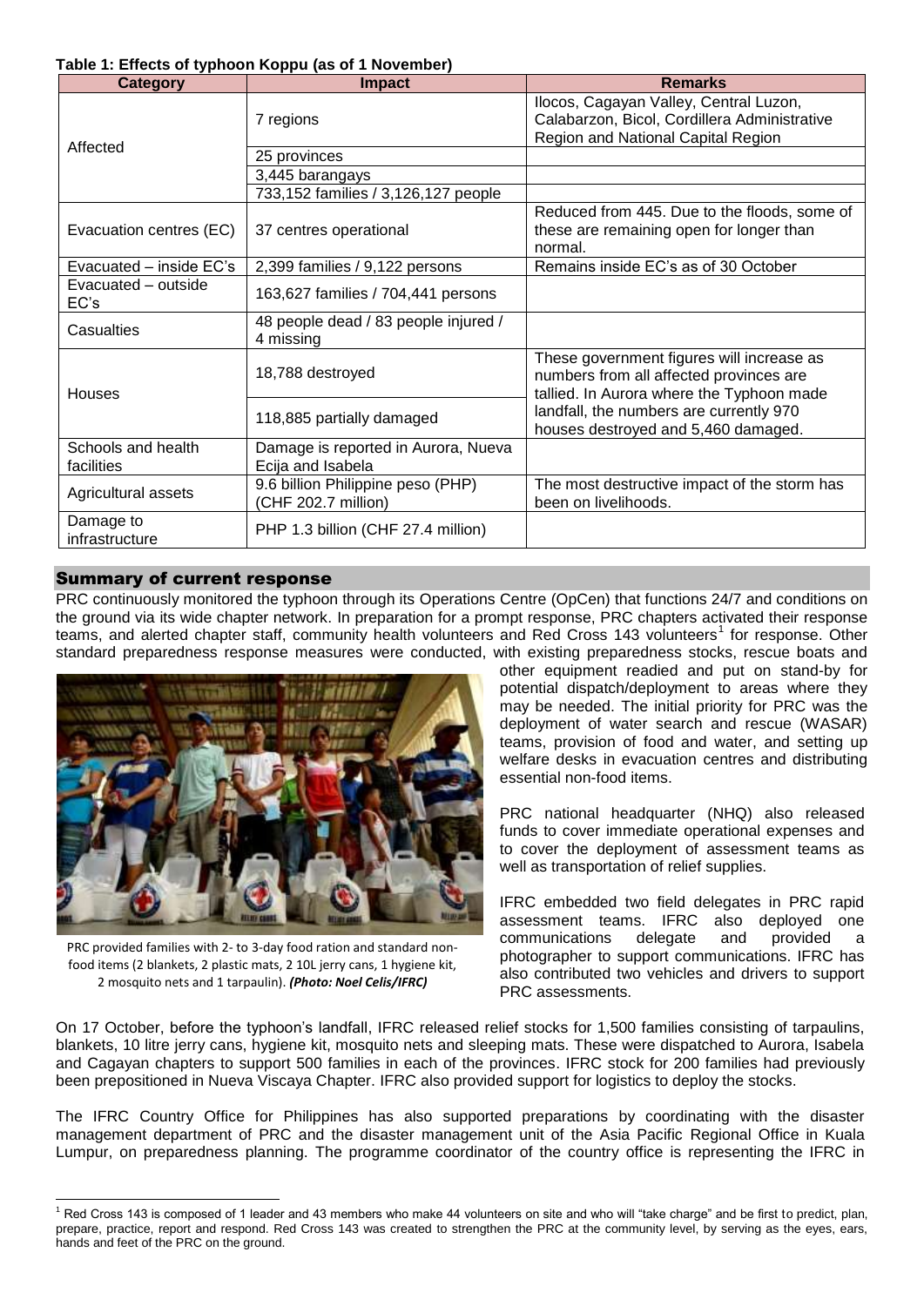**Table 1: Effects of typhoon Koppu (as of 1 November)**

| Category | Impact | Remarks |
|---|---|---|
| Affected | 7 regions | Ilocos, Cagayan Valley, Central Luzon, Calabarzon, Bicol, Cordillera Administrative Region and National Capital Region |
| | 25 provinces | |
| | 3,445 barangays | |
| | 733,152 families / 3,126,127 people | |
| Evacuation centres (EC) | 37 centres operational | Reduced from 445. Due to the floods, some of these are remaining open for longer than normal. |
| Evacuated – inside EC's | 2,399 families / 9,122 persons | Remains inside EC's as of 30 October |
| Evacuated – outside EC's | 163,627 families / 704,441 persons | |
| Casualties | 48 people dead / 83 people injured / 4 missing | |
| Houses | 18,788 destroyed | These government figures will increase as numbers from all affected provinces are tallied. In Aurora where the Typhoon made landfall, the numbers are currently 970 houses destroyed and 5,460 damaged. |
| | 118,885 partially damaged | |
| Schools and health facilities | Damage is reported in Aurora, Nueva Ecija and Isabela | |
| Agricultural assets | 9.6 billion Philippine peso (PHP) (CHF 202.7 million) | The most destructive impact of the storm has been on livelihoods. |
| Damage to infrastructure | PHP 1.3 billion (CHF 27.4 million) | |

## Summary of current response

PRC continuously monitored the typhoon through its Operations Centre (OpCen) that functions 24/7 and conditions on the ground via its wide chapter network. In preparation for a prompt response, PRC chapters activated their response teams, and alerted chapter staff, community health volunteers and Red Cross 143 volunteers[1] for response. Other standard preparedness response measures were conducted, with existing preparedness stocks, rescue boats and other equipment readied and put on stand-by for potential dispatch/deployment to areas where they may be needed. The initial priority for PRC was the deployment of water search and rescue (WASAR) teams, provision of food and water, and setting up welfare desks in evacuation centres and distributing essential non-food items.

PRC provided families with 2- to 3-day food ration and standard non-food items (2 blankets, 2 plastic mats, 2 10L jerry cans, 1 hygiene kit, 2 mosquito nets and 1 tarpaulin). ***(Photo: Noel Celis/IFRC)***

PRC national headquarter (NHQ) also released funds to cover immediate operational expenses and to cover the deployment of assessment teams as well as transportation of relief supplies.

IFRC embedded two field delegates in PRC rapid assessment teams. IFRC also deployed one communications delegate and provided a photographer to support communications. IFRC has also contributed two vehicles and drivers to support PRC assessments.

On 17 October, before the typhoon's landfall, IFRC released relief stocks for 1,500 families consisting of tarpaulins, blankets, 10 litre jerry cans, hygiene kit, mosquito nets and sleeping mats. These were dispatched to Aurora, Isabela and Cagayan chapters to support 500 families in each of the provinces. IFRC stock for 200 families had previously been prepositioned in Nueva Viscaya Chapter. IFRC also provided support for logistics to deploy the stocks.

The IFRC Country Office for Philippines has also supported preparations by coordinating with the disaster management department of PRC and the disaster management unit of the Asia Pacific Regional Office in Kuala Lumpur, on preparedness planning. The programme coordinator of the country office is representing the IFRC in

[1] Red Cross 143 is composed of 1 leader and 43 members who make 44 volunteers on site and who will "take charge" and be first to predict, plan, prepare, practice, report and respond. Red Cross 143 was created to strengthen the PRC at the community level, by serving as the eyes, ears, hands and feet of the PRC on the ground.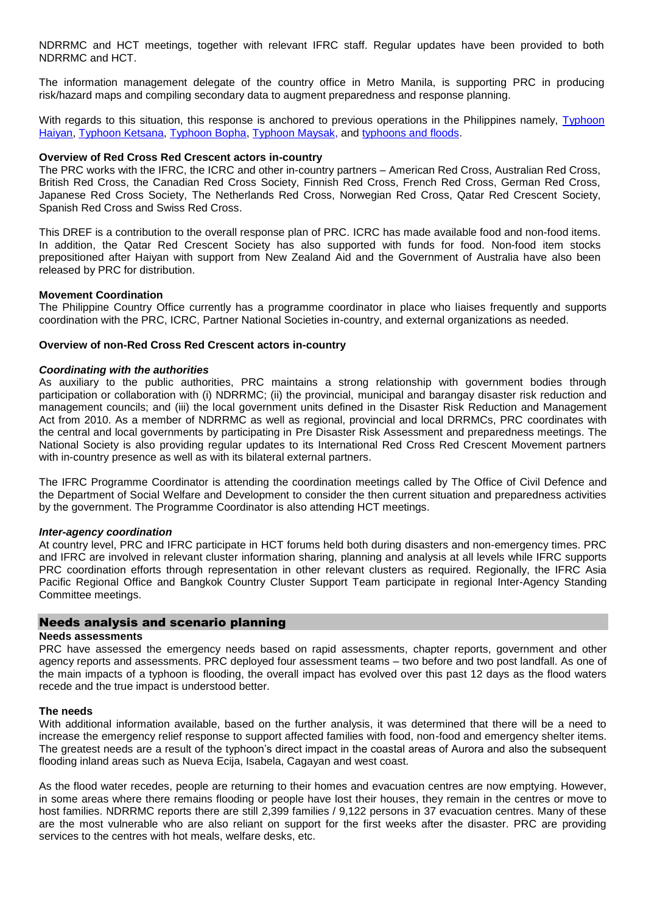NDRRMC and HCT meetings, together with relevant IFRC staff. Regular updates have been provided to both NDRRMC and HCT.

The information management delegate of the country office in Metro Manila, is supporting PRC in producing risk/hazard maps and compiling secondary data to augment preparedness and response planning.

With regards to this situation, this response is anchored to previous operations in the Philippines namely, Typhoon Haiyan, Typhoon Ketsana, Typhoon Bopha, Typhoon Maysak, and typhoons and floods.

**Overview of Red Cross Red Crescent actors in-country**

The PRC works with the IFRC, the ICRC and other in-country partners – American Red Cross, Australian Red Cross, British Red Cross, the Canadian Red Cross Society, Finnish Red Cross, French Red Cross, German Red Cross, Japanese Red Cross Society, The Netherlands Red Cross, Norwegian Red Cross, Qatar Red Crescent Society, Spanish Red Cross and Swiss Red Cross.

This DREF is a contribution to the overall response plan of PRC. ICRC has made available food and non-food items. In addition, the Qatar Red Crescent Society has also supported with funds for food. Non-food item stocks prepositioned after Haiyan with support from New Zealand Aid and the Government of Australia have also been released by PRC for distribution.

**Movement Coordination**

The Philippine Country Office currently has a programme coordinator in place who liaises frequently and supports coordination with the PRC, ICRC, Partner National Societies in-country, and external organizations as needed.

**Overview of non-Red Cross Red Crescent actors in-country**

***Coordinating with the authorities***

As auxiliary to the public authorities, PRC maintains a strong relationship with government bodies through participation or collaboration with (i) NDRRMC; (ii) the provincial, municipal and barangay disaster risk reduction and management councils; and (iii) the local government units defined in the Disaster Risk Reduction and Management Act from 2010. As a member of NDRRMC as well as regional, provincial and local DRRMCs, PRC coordinates with the central and local governments by participating in Pre Disaster Risk Assessment and preparedness meetings. The National Society is also providing regular updates to its International Red Cross Red Crescent Movement partners with in-country presence as well as with its bilateral external partners.

The IFRC Programme Coordinator is attending the coordination meetings called by The Office of Civil Defence and the Department of Social Welfare and Development to consider the then current situation and preparedness activities by the government. The Programme Coordinator is also attending HCT meetings.

***Inter-agency coordination***

At country level, PRC and IFRC participate in HCT forums held both during disasters and non-emergency times. PRC and IFRC are involved in relevant cluster information sharing, planning and analysis at all levels while IFRC supports PRC coordination efforts through representation in other relevant clusters as required. Regionally, the IFRC Asia Pacific Regional Office and Bangkok Country Cluster Support Team participate in regional Inter-Agency Standing Committee meetings.

## Needs analysis and scenario planning

**Needs assessments**

PRC have assessed the emergency needs based on rapid assessments, chapter reports, government and other agency reports and assessments. PRC deployed four assessment teams – two before and two post landfall. As one of the main impacts of a typhoon is flooding, the overall impact has evolved over this past 12 days as the flood waters recede and the true impact is understood better.

**The needs**

With additional information available, based on the further analysis, it was determined that there will be a need to increase the emergency relief response to support affected families with food, non-food and emergency shelter items. The greatest needs are a result of the typhoon's direct impact in the coastal areas of Aurora and also the subsequent flooding inland areas such as Nueva Ecija, Isabela, Cagayan and west coast.

As the flood water recedes, people are returning to their homes and evacuation centres are now emptying. However, in some areas where there remains flooding or people have lost their houses, they remain in the centres or move to host families. NDRRMC reports there are still 2,399 families / 9,122 persons in 37 evacuation centres. Many of these are the most vulnerable who are also reliant on support for the first weeks after the disaster. PRC are providing services to the centres with hot meals, welfare desks, etc.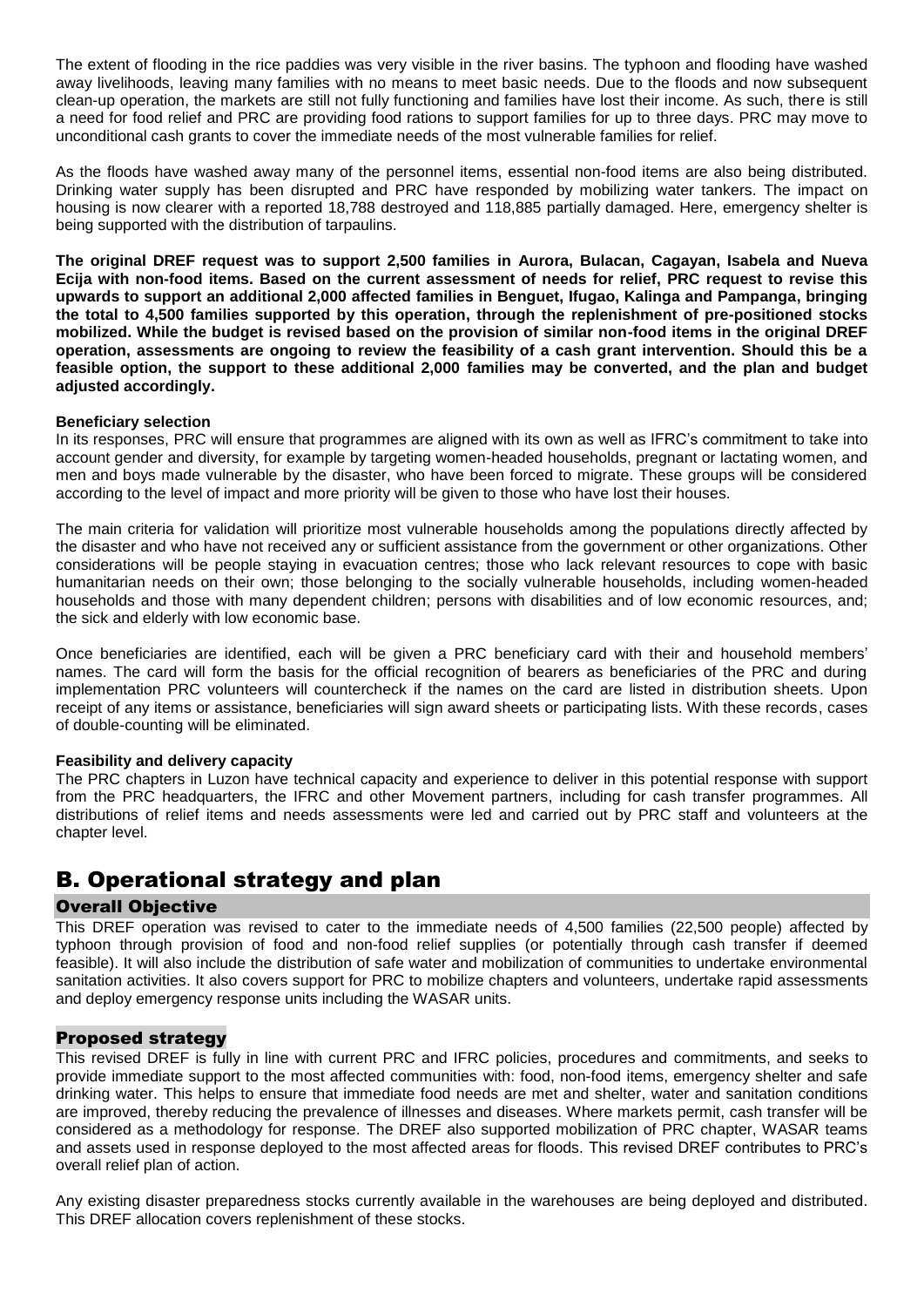The extent of flooding in the rice paddies was very visible in the river basins. The typhoon and flooding have washed away livelihoods, leaving many families with no means to meet basic needs. Due to the floods and now subsequent clean-up operation, the markets are still not fully functioning and families have lost their income. As such, there is still a need for food relief and PRC are providing food rations to support families for up to three days. PRC may move to unconditional cash grants to cover the immediate needs of the most vulnerable families for relief.

As the floods have washed away many of the personnel items, essential non-food items are also being distributed. Drinking water supply has been disrupted and PRC have responded by mobilizing water tankers. The impact on housing is now clearer with a reported 18,788 destroyed and 118,885 partially damaged. Here, emergency shelter is being supported with the distribution of tarpaulins.

**The original DREF request was to support 2,500 families in Aurora, Bulacan, Cagayan, Isabela and Nueva Ecija with non-food items. Based on the current assessment of needs for relief, PRC request to revise this upwards to support an additional 2,000 affected families in Benguet, Ifugao, Kalinga and Pampanga, bringing the total to 4,500 families supported by this operation, through the replenishment of pre-positioned stocks mobilized. While the budget is revised based on the provision of similar non-food items in the original DREF operation, assessments are ongoing to review the feasibility of a cash grant intervention. Should this be a feasible option, the support to these additional 2,000 families may be converted, and the plan and budget adjusted accordingly.**

**Beneficiary selection**

In its responses, PRC will ensure that programmes are aligned with its own as well as IFRC's commitment to take into account gender and diversity, for example by targeting women-headed households, pregnant or lactating women, and men and boys made vulnerable by the disaster, who have been forced to migrate. These groups will be considered according to the level of impact and more priority will be given to those who have lost their houses.

The main criteria for validation will prioritize most vulnerable households among the populations directly affected by the disaster and who have not received any or sufficient assistance from the government or other organizations. Other considerations will be people staying in evacuation centres; those who lack relevant resources to cope with basic humanitarian needs on their own; those belonging to the socially vulnerable households, including women-headed households and those with many dependent children; persons with disabilities and of low economic resources, and; the sick and elderly with low economic base.

Once beneficiaries are identified, each will be given a PRC beneficiary card with their and household members' names. The card will form the basis for the official recognition of bearers as beneficiaries of the PRC and during implementation PRC volunteers will countercheck if the names on the card are listed in distribution sheets. Upon receipt of any items or assistance, beneficiaries will sign award sheets or participating lists. With these records, cases of double-counting will be eliminated.

**Feasibility and delivery capacity**

The PRC chapters in Luzon have technical capacity and experience to deliver in this potential response with support from the PRC headquarters, the IFRC and other Movement partners, including for cash transfer programmes. All distributions of relief items and needs assessments were led and carried out by PRC staff and volunteers at the chapter level.

# B. Operational strategy and plan

## Overall Objective

This DREF operation was revised to cater to the immediate needs of 4,500 families (22,500 people) affected by typhoon through provision of food and non-food relief supplies (or potentially through cash transfer if deemed feasible). It will also include the distribution of safe water and mobilization of communities to undertake environmental sanitation activities. It also covers support for PRC to mobilize chapters and volunteers, undertake rapid assessments and deploy emergency response units including the WASAR units.

## Proposed strategy

This revised DREF is fully in line with current PRC and IFRC policies, procedures and commitments, and seeks to provide immediate support to the most affected communities with: food, non-food items, emergency shelter and safe drinking water. This helps to ensure that immediate food needs are met and shelter, water and sanitation conditions are improved, thereby reducing the prevalence of illnesses and diseases. Where markets permit, cash transfer will be considered as a methodology for response. The DREF also supported mobilization of PRC chapter, WASAR teams and assets used in response deployed to the most affected areas for floods. This revised DREF contributes to PRC's overall relief plan of action.

Any existing disaster preparedness stocks currently available in the warehouses are being deployed and distributed. This DREF allocation covers replenishment of these stocks.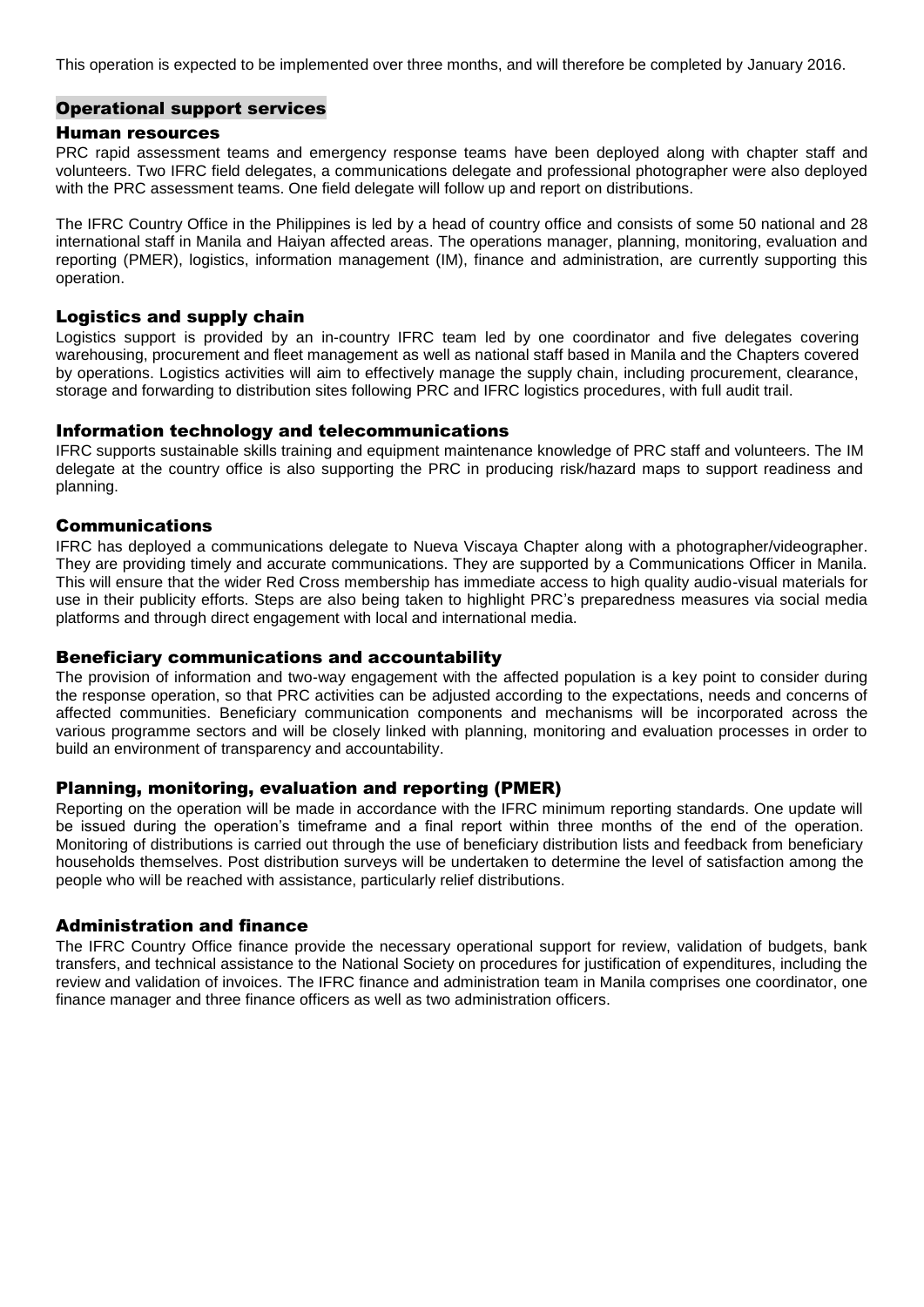This operation is expected to be implemented over three months, and will therefore be completed by January 2016.

## Operational support services

### Human resources

PRC rapid assessment teams and emergency response teams have been deployed along with chapter staff and volunteers. Two IFRC field delegates, a communications delegate and professional photographer were also deployed with the PRC assessment teams. One field delegate will follow up and report on distributions.

The IFRC Country Office in the Philippines is led by a head of country office and consists of some 50 national and 28 international staff in Manila and Haiyan affected areas. The operations manager, planning, monitoring, evaluation and reporting (PMER), logistics, information management (IM), finance and administration, are currently supporting this operation.

### Logistics and supply chain

Logistics support is provided by an in-country IFRC team led by one coordinator and five delegates covering warehousing, procurement and fleet management as well as national staff based in Manila and the Chapters covered by operations. Logistics activities will aim to effectively manage the supply chain, including procurement, clearance, storage and forwarding to distribution sites following PRC and IFRC logistics procedures, with full audit trail.

### Information technology and telecommunications

IFRC supports sustainable skills training and equipment maintenance knowledge of PRC staff and volunteers. The IM delegate at the country office is also supporting the PRC in producing risk/hazard maps to support readiness and planning.

### Communications

IFRC has deployed a communications delegate to Nueva Viscaya Chapter along with a photographer/videographer. They are providing timely and accurate communications. They are supported by a Communications Officer in Manila. This will ensure that the wider Red Cross membership has immediate access to high quality audio-visual materials for use in their publicity efforts. Steps are also being taken to highlight PRC's preparedness measures via social media platforms and through direct engagement with local and international media.

### Beneficiary communications and accountability

The provision of information and two-way engagement with the affected population is a key point to consider during the response operation, so that PRC activities can be adjusted according to the expectations, needs and concerns of affected communities. Beneficiary communication components and mechanisms will be incorporated across the various programme sectors and will be closely linked with planning, monitoring and evaluation processes in order to build an environment of transparency and accountability.

### Planning, monitoring, evaluation and reporting (PMER)

Reporting on the operation will be made in accordance with the IFRC minimum reporting standards. One update will be issued during the operation's timeframe and a final report within three months of the end of the operation. Monitoring of distributions is carried out through the use of beneficiary distribution lists and feedback from beneficiary households themselves. Post distribution surveys will be undertaken to determine the level of satisfaction among the people who will be reached with assistance, particularly relief distributions.

### Administration and finance

The IFRC Country Office finance provide the necessary operational support for review, validation of budgets, bank transfers, and technical assistance to the National Society on procedures for justification of expenditures, including the review and validation of invoices. The IFRC finance and administration team in Manila comprises one coordinator, one finance manager and three finance officers as well as two administration officers.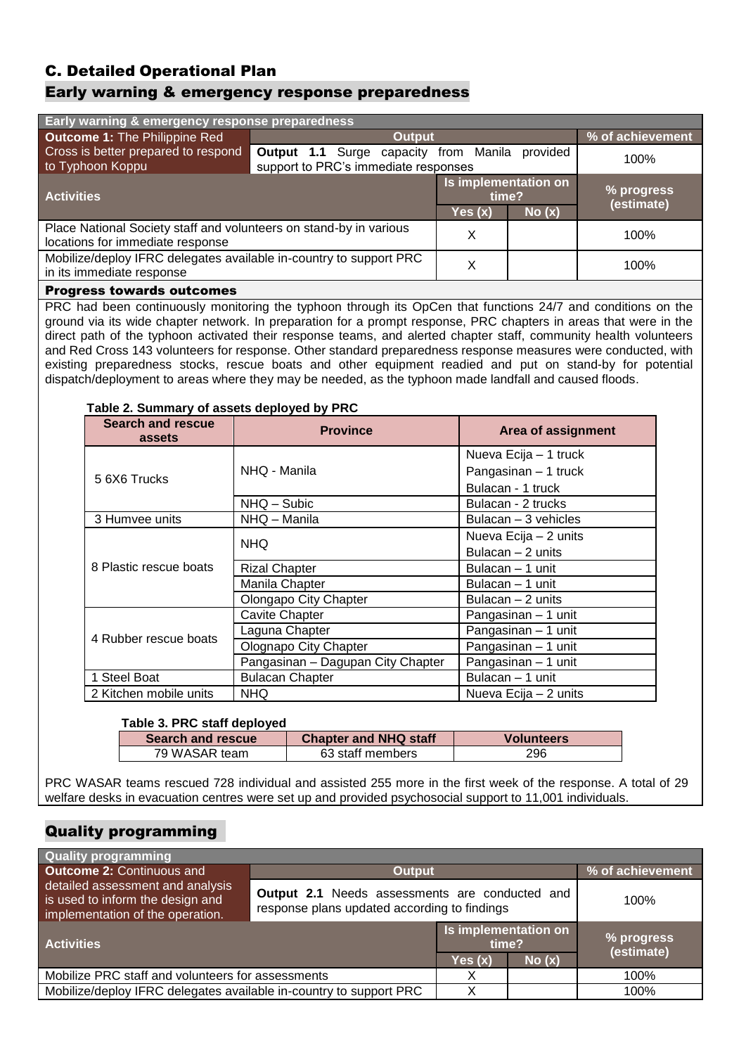## C. Detailed Operational Plan

### Early warning & emergency response preparedness

| Early warning & emergency response preparedness | | | | |
|---|---|---|---|---|
| **Outcome 1:** The Philippine Red Cross is better prepared to respond to Typhoon Koppu | **Output** | | | **% of achievement** |
| | **Output 1.1** Surge capacity from Manila provided support to PRC's immediate responses | | | 100% |
| **Activities** | | **Is implementation on time?** | | **% progress (estimate)** |
| | | **Yes (x)** | **No (x)** | |
| Place National Society staff and volunteers on stand-by in various locations for immediate response | | X | | 100% |
| Mobilize/deploy IFRC delegates available in-country to support PRC in its immediate response | | X | | 100% |

**Progress towards outcomes**

PRC had been continuously monitoring the typhoon through its OpCen that functions 24/7 and conditions on the ground via its wide chapter network. In preparation for a prompt response, PRC chapters in areas that were in the direct path of the typhoon activated their response teams, and alerted chapter staff, community health volunteers and Red Cross 143 volunteers for response. Other standard preparedness response measures were conducted, with existing preparedness stocks, rescue boats and other equipment readied and put on stand-by for potential dispatch/deployment to areas where they may be needed, as the typhoon made landfall and caused floods.

**Table 2. Summary of assets deployed by PRC**

| Search and rescue assets | Province | Area of assignment |
|---|---|---|
| 5 6X6 Trucks | NHQ - Manila | Nueva Ecija – 1 truck<br>Pangasinan – 1 truck<br>Bulacan - 1 truck |
| | NHQ – Subic | Bulacan - 2 trucks |
| 3 Humvee units | NHQ – Manila | Bulacan – 3 vehicles |
| 8 Plastic rescue boats | NHQ | Nueva Ecija – 2 units<br>Bulacan – 2 units |
| | Rizal Chapter | Bulacan – 1 unit |
| | Manila Chapter | Bulacan – 1 unit |
| | Olongapo City Chapter | Bulacan – 2 units |
| 4 Rubber rescue boats | Cavite Chapter | Pangasinan – 1 unit |
| | Laguna Chapter | Pangasinan – 1 unit |
| | Olognapo City Chapter | Pangasinan – 1 unit |
| | Pangasinan – Dagupan City Chapter | Pangasinan – 1 unit |
| 1 Steel Boat | Bulacan Chapter | Bulacan – 1 unit |
| 2 Kitchen mobile units | NHQ | Nueva Ecija – 2 units |

**Table 3. PRC staff deployed**

| Search and rescue | Chapter and NHQ staff | Volunteers |
|---|---|---|
| 79 WASAR team | 63 staff members | 296 |

PRC WASAR teams rescued 728 individual and assisted 255 more in the first week of the response. A total of 29 welfare desks in evacuation centres were set up and provided psychosocial support to 11,001 individuals.

### Quality programming

| Quality programming | | | | |
|---|---|---|---|---|
| **Outcome 2:** Continuous and detailed assessment and analysis is used to inform the design and implementation of the operation. | **Output** | | | **% of achievement** |
| | **Output 2.1** Needs assessments are conducted and response plans updated according to findings | | | 100% |
| **Activities** | | **Is implementation on time?** | | **% progress (estimate)** |
| | | **Yes (x)** | **No (x)** | |
| Mobilize PRC staff and volunteers for assessments | | X | | 100% |
| Mobilize/deploy IFRC delegates available in-country to support PRC | | X | | 100% |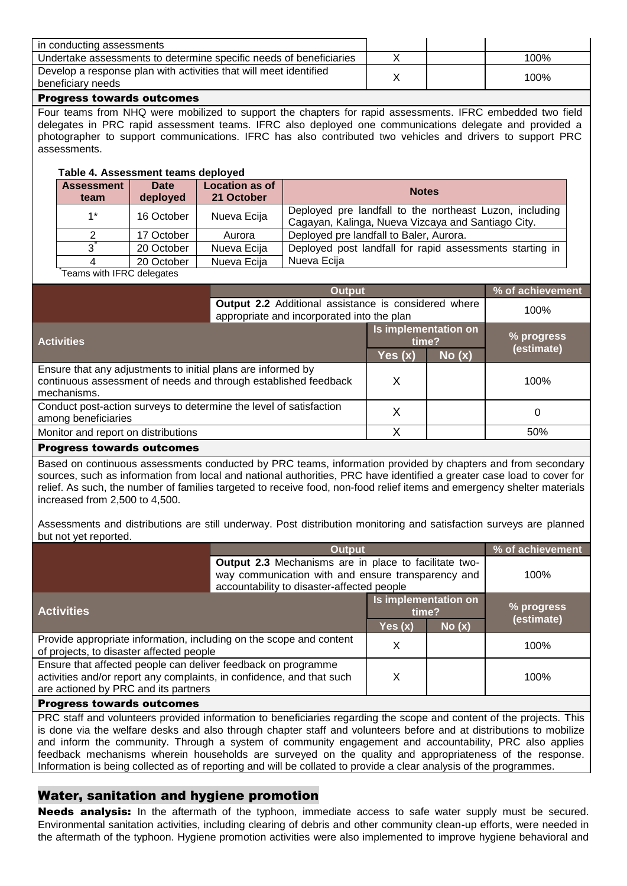| | | | |
|---|---|---|---|
| in conducting assessments | | | |
| Undertake assessments to determine specific needs of beneficiaries | X | | 100% |
| Develop a response plan with activities that will meet identified beneficiary needs | X | | 100% |

**Progress towards outcomes**

Four teams from NHQ were mobilized to support the chapters for rapid assessments. IFRC embedded two field delegates in PRC rapid assessment teams. IFRC also deployed one communications delegate and provided a photographer to support communications. IFRC has also contributed two vehicles and drivers to support PRC assessments.

**Table 4. Assessment teams deployed**

| Assessment team | Date deployed | Location as of 21 October | Notes |
|---|---|---|---|
| 1* | 16 October | Nueva Ecija | Deployed pre landfall to the northeast Luzon, including Cagayan, Kalinga, Nueva Vizcaya and Santiago City. |
| 2 | 17 October | Aurora | Deployed pre landfall to Baler, Aurora. |
| 3* | 20 October | Nueva Ecija | Deployed post landfall for rapid assessments starting in Nueva Ecija |
| 4 | 20 October | Nueva Ecija | |

*Teams with IFRC delegates

| | Output | | | % of achievement |
|---|---|---|---|---|
| | **Output 2.2** Additional assistance is considered where appropriate and incorporated into the plan | | | 100% |
| **Activities** | | **Is implementation on time?** | | **% progress (estimate)** |
| | | **Yes (x)** | **No (x)** | |
| Ensure that any adjustments to initial plans are informed by continuous assessment of needs and through established feedback mechanisms. | | X | | 100% |
| Conduct post-action surveys to determine the level of satisfaction among beneficiaries | | X | | 0 |
| Monitor and report on distributions | | X | | 50% |

**Progress towards outcomes**

Based on continuous assessments conducted by PRC teams, information provided by chapters and from secondary sources, such as information from local and national authorities, PRC have identified a greater case load to cover for relief. As such, the number of families targeted to receive food, non-food relief items and emergency shelter materials increased from 2,500 to 4,500.

Assessments and distributions are still underway. Post distribution monitoring and satisfaction surveys are planned but not yet reported.

| | Output | | | % of achievement |
|---|---|---|---|---|
| | **Output 2.3** Mechanisms are in place to facilitate two-way communication with and ensure transparency and accountability to disaster-affected people | | | 100% |
| **Activities** | | **Is implementation on time?** | | **% progress (estimate)** |
| | | **Yes (x)** | **No (x)** | |
| Provide appropriate information, including on the scope and content of projects, to disaster affected people | | X | | 100% |
| Ensure that affected people can deliver feedback on programme activities and/or report any complaints, in confidence, and that such are actioned by PRC and its partners | | X | | 100% |

**Progress towards outcomes**

PRC staff and volunteers provided information to beneficiaries regarding the scope and content of the projects. This is done via the welfare desks and also through chapter staff and volunteers before and at distributions to mobilize and inform the community. Through a system of community engagement and accountability, PRC also applies feedback mechanisms wherein households are surveyed on the quality and appropriateness of the response. Information is being collected as of reporting and will be collated to provide a clear analysis of the programmes.

## Water, sanitation and hygiene promotion

**Needs analysis:** In the aftermath of the typhoon, immediate access to safe water supply must be secured. Environmental sanitation activities, including clearing of debris and other community clean-up efforts, were needed in the aftermath of the typhoon. Hygiene promotion activities were also implemented to improve hygiene behavioral and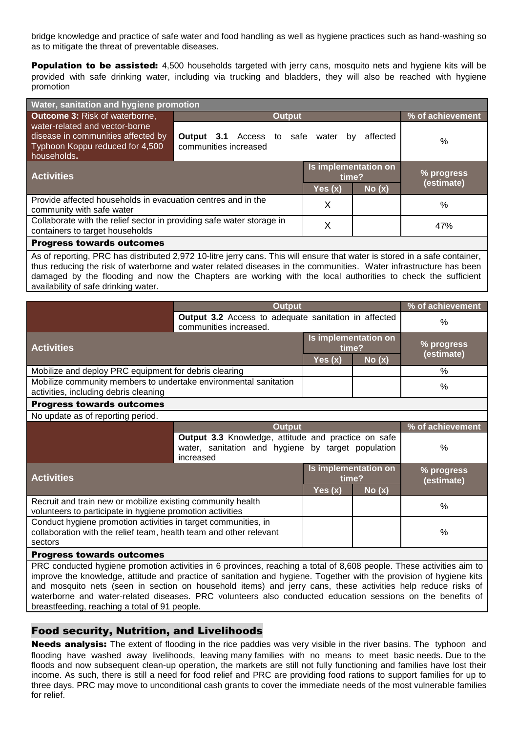bridge knowledge and practice of safe water and food handling as well as hygiene practices such as hand-washing so as to mitigate the threat of preventable diseases.

**Population to be assisted:** 4,500 households targeted with jerry cans, mosquito nets and hygiene kits will be provided with safe drinking water, including via trucking and bladders, they will also be reached with hygiene promotion

| Water, sanitation and hygiene promotion | | | | |
|---|---|---|---|---|
| **Outcome 3:** Risk of waterborne, water-related and vector-borne disease in communities affected by Typhoon Koppu reduced for 4,500 households. | **Output** | | | **% of achievement** |
| | **Output 3.1** Access to safe water by affected communities increased | | | % |
| **Activities** | | **Is implementation on time?** | | **% progress (estimate)** |
| | | **Yes (x)** | **No (x)** | |
| Provide affected households in evacuation centres and in the community with safe water | | X | | % |
| Collaborate with the relief sector in providing safe water storage in containers to target households | | X | | 47% |
| **Progress towards outcomes** | | | | |
| As of reporting, PRC has distributed 2,972 10-litre jerry cans. This will ensure that water is stored in a safe container, thus reducing the risk of waterborne and water related diseases in the communities. Water infrastructure has been damaged by the flooding and now the Chapters are working with the local authorities to check the sufficient availability of safe drinking water. | | | | |

| | **Output** | | | **% of achievement** |
|---|---|---|---|---|
| | **Output 3.2** Access to adequate sanitation in affected communities increased. | | | % |
| **Activities** | | **Is implementation on time?** | | **% progress (estimate)** |
| | | **Yes (x)** | **No (x)** | |
| Mobilize and deploy PRC equipment for debris clearing | | | | % |
| Mobilize community members to undertake environmental sanitation activities, including debris cleaning | | | | % |
| **Progress towards outcomes** | | | | |
| No update as of reporting period. | | | | |
| | **Output** | | | **% of achievement** |
| | **Output 3.3** Knowledge, attitude and practice on safe water, sanitation and hygiene by target population increased | | | % |
| **Activities** | | **Is implementation on time?** | | **% progress (estimate)** |
| | | **Yes (x)** | **No (x)** | |
| Recruit and train new or mobilize existing community health volunteers to participate in hygiene promotion activities | | | | % |
| Conduct hygiene promotion activities in target communities, in collaboration with the relief team, health team and other relevant sectors | | | | % |
| **Progress towards outcomes** | | | | |
| PRC conducted hygiene promotion activities in 6 provinces, reaching a total of 8,608 people. These activities aim to improve the knowledge, attitude and practice of sanitation and hygiene. Together with the provision of hygiene kits and mosquito nets (seen in section on household items) and jerry cans, these activities help reduce risks of waterborne and water-related diseases. PRC volunteers also conducted education sessions on the benefits of breastfeeding, reaching a total of 91 people. | | | | |

## Food security, Nutrition, and Livelihoods

**Needs analysis:** The extent of flooding in the rice paddies was very visible in the river basins. The typhoon and flooding have washed away livelihoods, leaving many families with no means to meet basic needs. Due to the floods and now subsequent clean-up operation, the markets are still not fully functioning and families have lost their income. As such, there is still a need for food relief and PRC are providing food rations to support families for up to three days. PRC may move to unconditional cash grants to cover the immediate needs of the most vulnerable families for relief.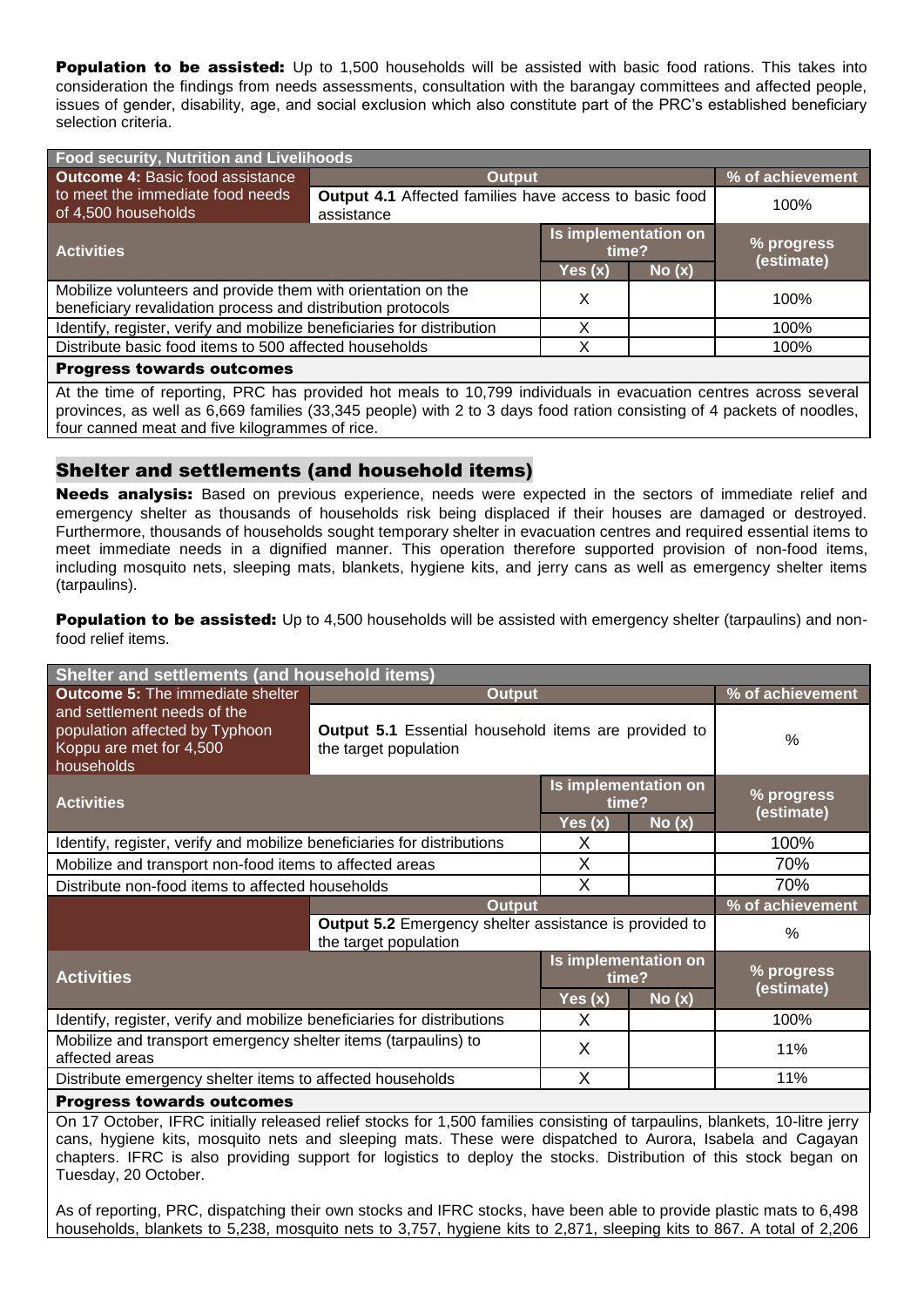**Population to be assisted:** Up to 1,500 households will be assisted with basic food rations. This takes into consideration the findings from needs assessments, consultation with the barangay committees and affected people, issues of gender, disability, age, and social exclusion which also constitute part of the PRC's established beneficiary selection criteria.

| Food security, Nutrition and Livelihoods | | | |
|---|---|---|---|
| **Outcome 4:** Basic food assistance to meet the immediate food needs of 4,500 households | Output | | % of achievement |
| | **Output 4.1** Affected families have access to basic food assistance | | 100% |
| **Activities** | Is implementation on time? | | % progress (estimate) |
| | Yes (x) | No (x) | |
| Mobilize volunteers and provide them with orientation on the beneficiary revalidation process and distribution protocols | X | | 100% |
| Identify, register, verify and mobilize beneficiaries for distribution | X | | 100% |
| Distribute basic food items to 500 affected households | X | | 100% |

**Progress towards outcomes**

At the time of reporting, PRC has provided hot meals to 10,799 individuals in evacuation centres across several provinces, as well as 6,669 families (33,345 people) with 2 to 3 days food ration consisting of 4 packets of noodles, four canned meat and five kilogrammes of rice.

## Shelter and settlements (and household items)

**Needs analysis:** Based on previous experience, needs were expected in the sectors of immediate relief and emergency shelter as thousands of households risk being displaced if their houses are damaged or destroyed. Furthermore, thousands of households sought temporary shelter in evacuation centres and required essential items to meet immediate needs in a dignified manner. This operation therefore supported provision of non-food items, including mosquito nets, sleeping mats, blankets, hygiene kits, and jerry cans as well as emergency shelter items (tarpaulins).

**Population to be assisted:** Up to 4,500 households will be assisted with emergency shelter (tarpaulins) and non-food relief items.

| Shelter and settlements (and household items) | | | |
|---|---|---|---|
| **Outcome 5:** The immediate shelter and settlement needs of the population affected by Typhoon Koppu are met for 4,500 households | Output | | % of achievement |
| | **Output 5.1** Essential household items are provided to the target population | | % |
| **Activities** | Is implementation on time? | | % progress (estimate) |
| | Yes (x) | No (x) | |
| Identify, register, verify and mobilize beneficiaries for distributions | X | | 100% |
| Mobilize and transport non-food items to affected areas | X | | 70% |
| Distribute non-food items to affected households | X | | 70% |
| | Output | | % of achievement |
| | **Output 5.2** Emergency shelter assistance is provided to the target population | | % |
| **Activities** | Is implementation on time? | | % progress (estimate) |
| | Yes (x) | No (x) | |
| Identify, register, verify and mobilize beneficiaries for distributions | X | | 100% |
| Mobilize and transport emergency shelter items (tarpaulins) to affected areas | X | | 11% |
| Distribute emergency shelter items to affected households | X | | 11% |

**Progress towards outcomes**

On 17 October, IFRC initially released relief stocks for 1,500 families consisting of tarpaulins, blankets, 10-litre jerry cans, hygiene kits, mosquito nets and sleeping mats. These were dispatched to Aurora, Isabela and Cagayan chapters. IFRC is also providing support for logistics to deploy the stocks. Distribution of this stock began on Tuesday, 20 October.

As of reporting, PRC, dispatching their own stocks and IFRC stocks, have been able to provide plastic mats to 6,498 households, blankets to 5,238, mosquito nets to 3,757, hygiene kits to 2,871, sleeping kits to 867. A total of 2,206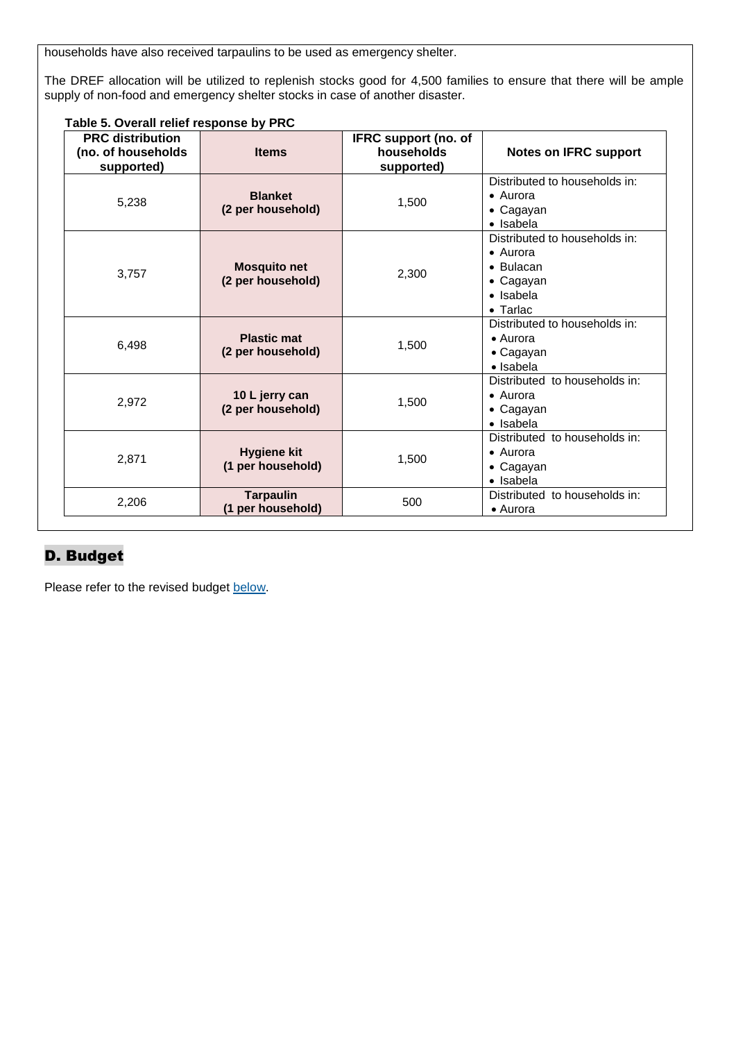households have also received tarpaulins to be used as emergency shelter.

The DREF allocation will be utilized to replenish stocks good for 4,500 families to ensure that there will be ample supply of non-food and emergency shelter stocks in case of another disaster.

**Table 5. Overall relief response by PRC**

| PRC distribution (no. of households supported) | Items | IFRC support (no. of households supported) | Notes on IFRC support |
|---|---|---|---|
| 5,238 | **Blanket (2 per household)** | 1,500 | Distributed to households in: • Aurora • Cagayan • Isabela |
| 3,757 | **Mosquito net (2 per household)** | 2,300 | Distributed to households in: • Aurora • Bulacan • Cagayan • Isabela • Tarlac |
| 6,498 | **Plastic mat (2 per household)** | 1,500 | Distributed to households in: • Aurora • Cagayan • Isabela |
| 2,972 | **10 L jerry can (2 per household)** | 1,500 | Distributed to households in: • Aurora • Cagayan • Isabela |
| 2,871 | **Hygiene kit (1 per household)** | 1,500 | Distributed to households in: • Aurora • Cagayan • Isabela |
| 2,206 | **Tarpaulin (1 per household)** | 500 | Distributed to households in: • Aurora |

## D. Budget

Please refer to the revised budget below.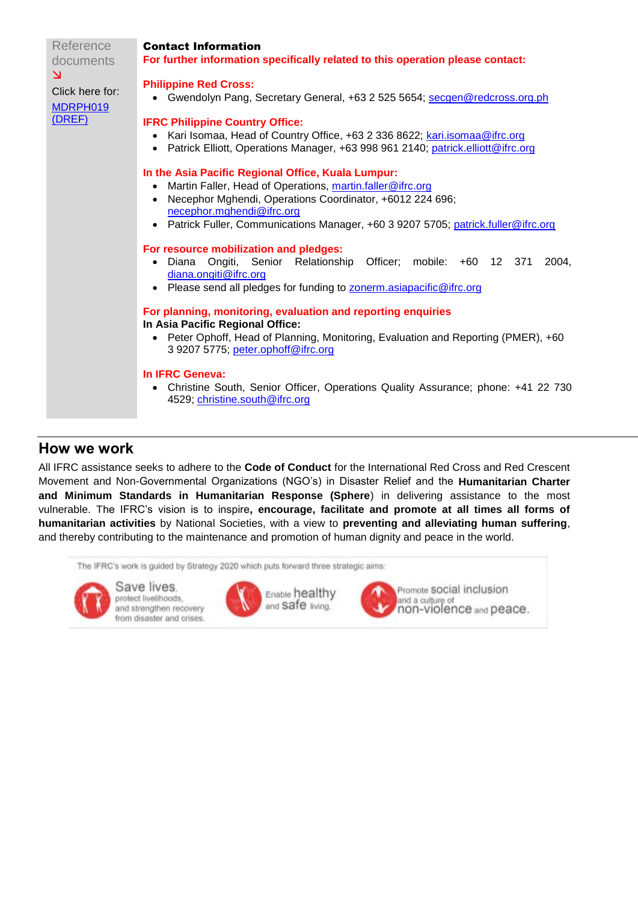Reference documents
↘
Click here for:
MDRPH019 (DREF)

**Contact Information**

**For further information specifically related to this operation please contact:**

**Philippine Red Cross:**

- Gwendolyn Pang, Secretary General, +63 2 525 5654; secgen@redcross.org.ph

**IFRC Philippine Country Office:**

- Kari Isomaa, Head of Country Office, +63 2 336 8622; kari.isomaa@ifrc.org
- Patrick Elliott, Operations Manager, +63 998 961 2140; patrick.elliott@ifrc.org

**In the Asia Pacific Regional Office, Kuala Lumpur:**

- Martin Faller, Head of Operations, martin.faller@ifrc.org
- Necephor Mghendi, Operations Coordinator, +6012 224 696; necephor.mghendi@ifrc.org
- Patrick Fuller, Communications Manager, +60 3 9207 5705; patrick.fuller@ifrc.org

**For resource mobilization and pledges:**

- Diana Ongiti, Senior Relationship Officer; mobile: +60 12 371 2004, diana.ongiti@ifrc.org
- Please send all pledges for funding to zonerm.asiapacific@ifrc.org

**For planning, monitoring, evaluation and reporting enquiries**

**In Asia Pacific Regional Office:**

- Peter Ophoff, Head of Planning, Monitoring, Evaluation and Reporting (PMER), +60 3 9207 5775; peter.ophoff@ifrc.org

**In IFRC Geneva:**

- Christine South, Senior Officer, Operations Quality Assurance; phone: +41 22 730 4529; christine.south@ifrc.org

## How we work

All IFRC assistance seeks to adhere to the **Code of Conduct** for the International Red Cross and Red Crescent Movement and Non-Governmental Organizations (NGO's) in Disaster Relief and the **Humanitarian Charter and Minimum Standards in Humanitarian Response (Sphere**) in delivering assistance to the most vulnerable. The IFRC's vision is to inspire**, encourage, facilitate and promote at all times all forms of humanitarian activities** by National Societies, with a view to **preventing and alleviating human suffering**, and thereby contributing to the maintenance and promotion of human dignity and peace in the world.

The IFRC's work is guided by Strategy 2020 which puts forward three strategic aims:

Save lives, protect livelihoods, and strengthen recovery from disaster and crises.

Enable healthy and safe living.

Promote social inclusion and a culture of non-violence and peace.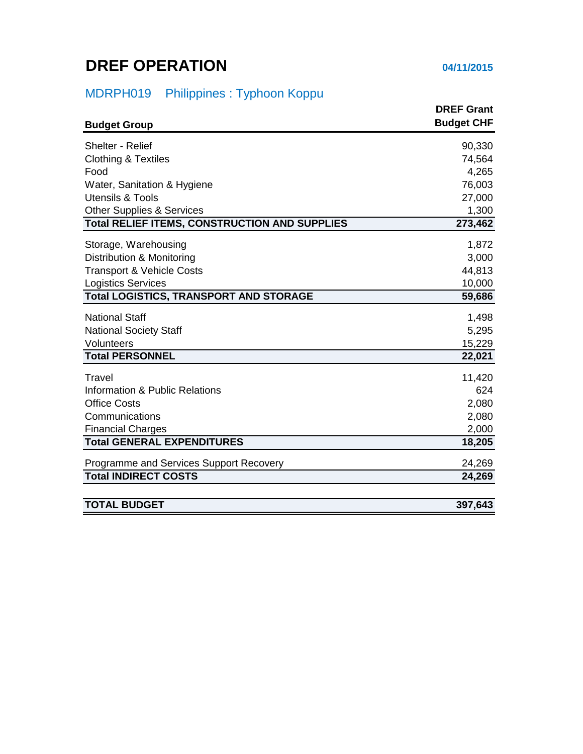# DREF OPERATION

04/11/2015

## MDRPH019 Philippines : Typhoon Koppu

| Budget Group | DREF Grant Budget CHF |
|---|---|
| Shelter - Relief | 90,330 |
| Clothing & Textiles | 74,564 |
| Food | 4,265 |
| Water, Sanitation & Hygiene | 76,003 |
| Utensils & Tools | 27,000 |
| Other Supplies & Services | 1,300 |
| **Total RELIEF ITEMS, CONSTRUCTION AND SUPPLIES** | **273,462** |
| Storage, Warehousing | 1,872 |
| Distribution & Monitoring | 3,000 |
| Transport & Vehicle Costs | 44,813 |
| Logistics Services | 10,000 |
| **Total LOGISTICS, TRANSPORT AND STORAGE** | **59,686** |
| National Staff | 1,498 |
| National Society Staff | 5,295 |
| Volunteers | 15,229 |
| **Total PERSONNEL** | **22,021** |
| Travel | 11,420 |
| Information & Public Relations | 624 |
| Office Costs | 2,080 |
| Communications | 2,080 |
| Financial Charges | 2,000 |
| **Total GENERAL EXPENDITURES** | **18,205** |
| Programme and Services Support Recovery | 24,269 |
| **Total INDIRECT COSTS** | **24,269** |
| **TOTAL BUDGET** | **397,643** |